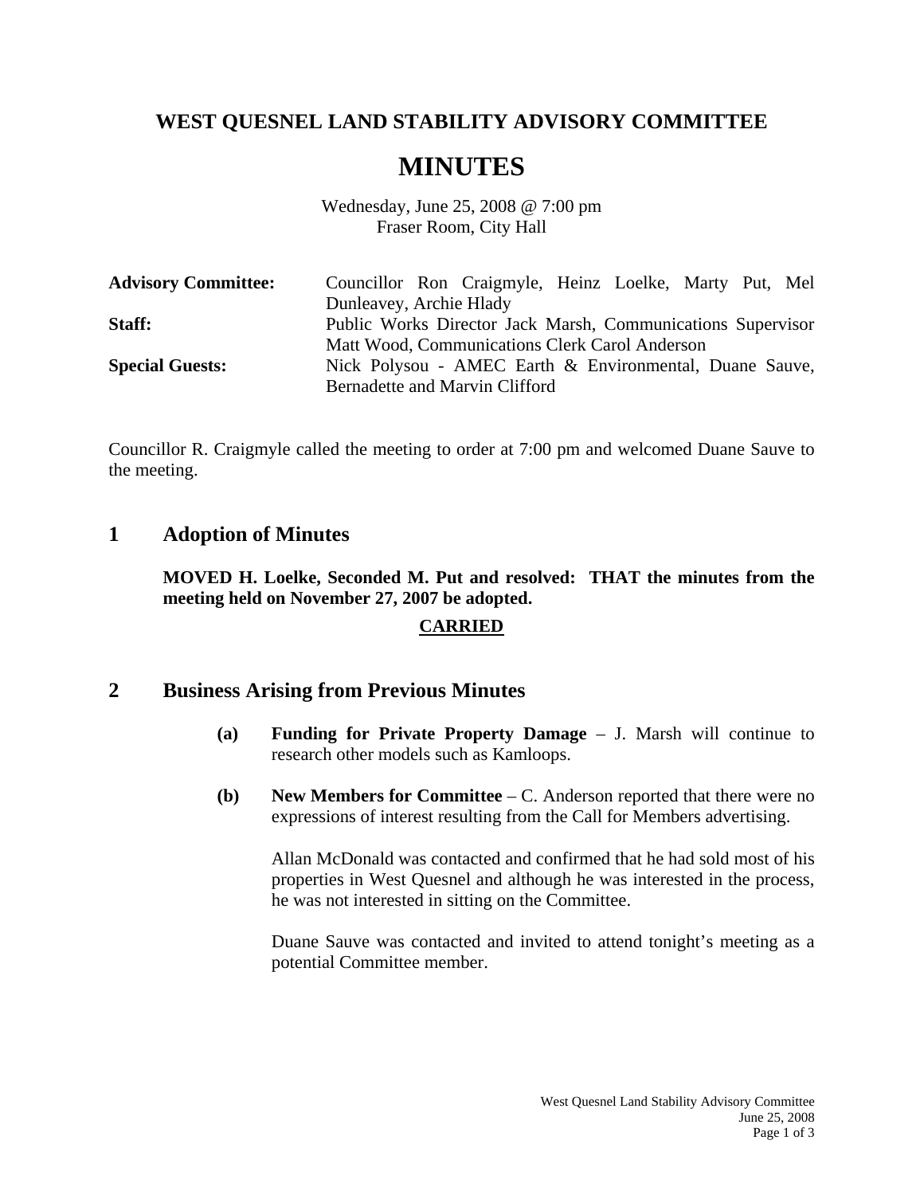# WEST QUESNEL LAND STABILITY ADVISORY COMMITTEE

# MINUTES

Wednesday, June 25, 2008 @ 7:00 pm
Fraser Room, City Hall

| | |
|---|---|
| **Advisory Committee:** | Councillor Ron Craigmyle, Heinz Loelke, Marty Put, Mel Dunleavey, Archie Hlady |
| **Staff:** | Public Works Director Jack Marsh, Communications Supervisor Matt Wood, Communications Clerk Carol Anderson |
| **Special Guests:** | Nick Polysou - AMEC Earth & Environmental, Duane Sauve, Bernadette and Marvin Clifford |

Councillor R. Craigmyle called the meeting to order at 7:00 pm and welcomed Duane Sauve to the meeting.

## 1 Adoption of Minutes

**MOVED H. Loelke, Seconded M. Put and resolved: THAT the minutes from the meeting held on November 27, 2007 be adopted.**

**CARRIED**

## 2 Business Arising from Previous Minutes

**(a) Funding for Private Property Damage** – J. Marsh will continue to research other models such as Kamloops.

**(b) New Members for Committee** – C. Anderson reported that there were no expressions of interest resulting from the Call for Members advertising.

Allan McDonald was contacted and confirmed that he had sold most of his properties in West Quesnel and although he was interested in the process, he was not interested in sitting on the Committee.

Duane Sauve was contacted and invited to attend tonight's meeting as a potential Committee member.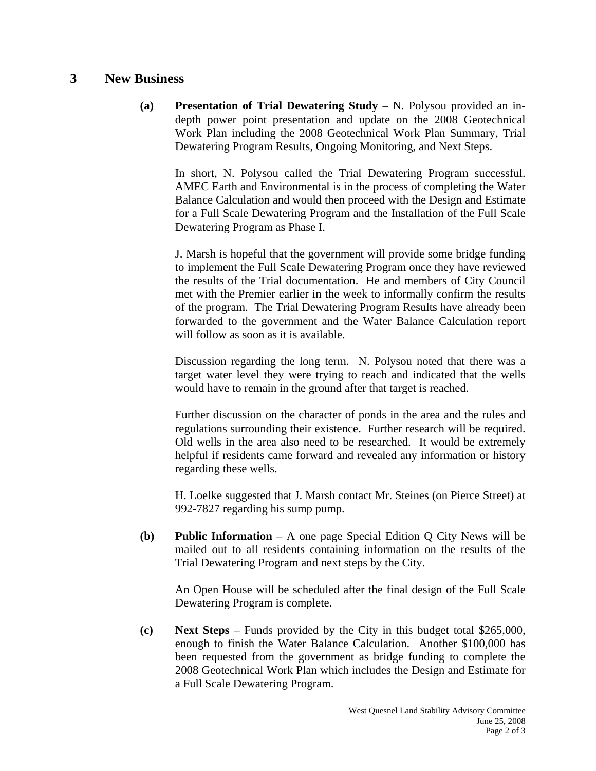## 3 New Business

**(a) Presentation of Trial Dewatering Study** – N. Polysou provided an in-depth power point presentation and update on the 2008 Geotechnical Work Plan including the 2008 Geotechnical Work Plan Summary, Trial Dewatering Program Results, Ongoing Monitoring, and Next Steps.

In short, N. Polysou called the Trial Dewatering Program successful. AMEC Earth and Environmental is in the process of completing the Water Balance Calculation and would then proceed with the Design and Estimate for a Full Scale Dewatering Program and the Installation of the Full Scale Dewatering Program as Phase I.

J. Marsh is hopeful that the government will provide some bridge funding to implement the Full Scale Dewatering Program once they have reviewed the results of the Trial documentation. He and members of City Council met with the Premier earlier in the week to informally confirm the results of the program. The Trial Dewatering Program Results have already been forwarded to the government and the Water Balance Calculation report will follow as soon as it is available.

Discussion regarding the long term. N. Polysou noted that there was a target water level they were trying to reach and indicated that the wells would have to remain in the ground after that target is reached.

Further discussion on the character of ponds in the area and the rules and regulations surrounding their existence. Further research will be required. Old wells in the area also need to be researched. It would be extremely helpful if residents came forward and revealed any information or history regarding these wells.

H. Loelke suggested that J. Marsh contact Mr. Steines (on Pierce Street) at 992-7827 regarding his sump pump.

**(b) Public Information** – A one page Special Edition Q City News will be mailed out to all residents containing information on the results of the Trial Dewatering Program and next steps by the City.

An Open House will be scheduled after the final design of the Full Scale Dewatering Program is complete.

**(c) Next Steps** – Funds provided by the City in this budget total $265,000, enough to finish the Water Balance Calculation. Another $100,000 has been requested from the government as bridge funding to complete the 2008 Geotechnical Work Plan which includes the Design and Estimate for a Full Scale Dewatering Program.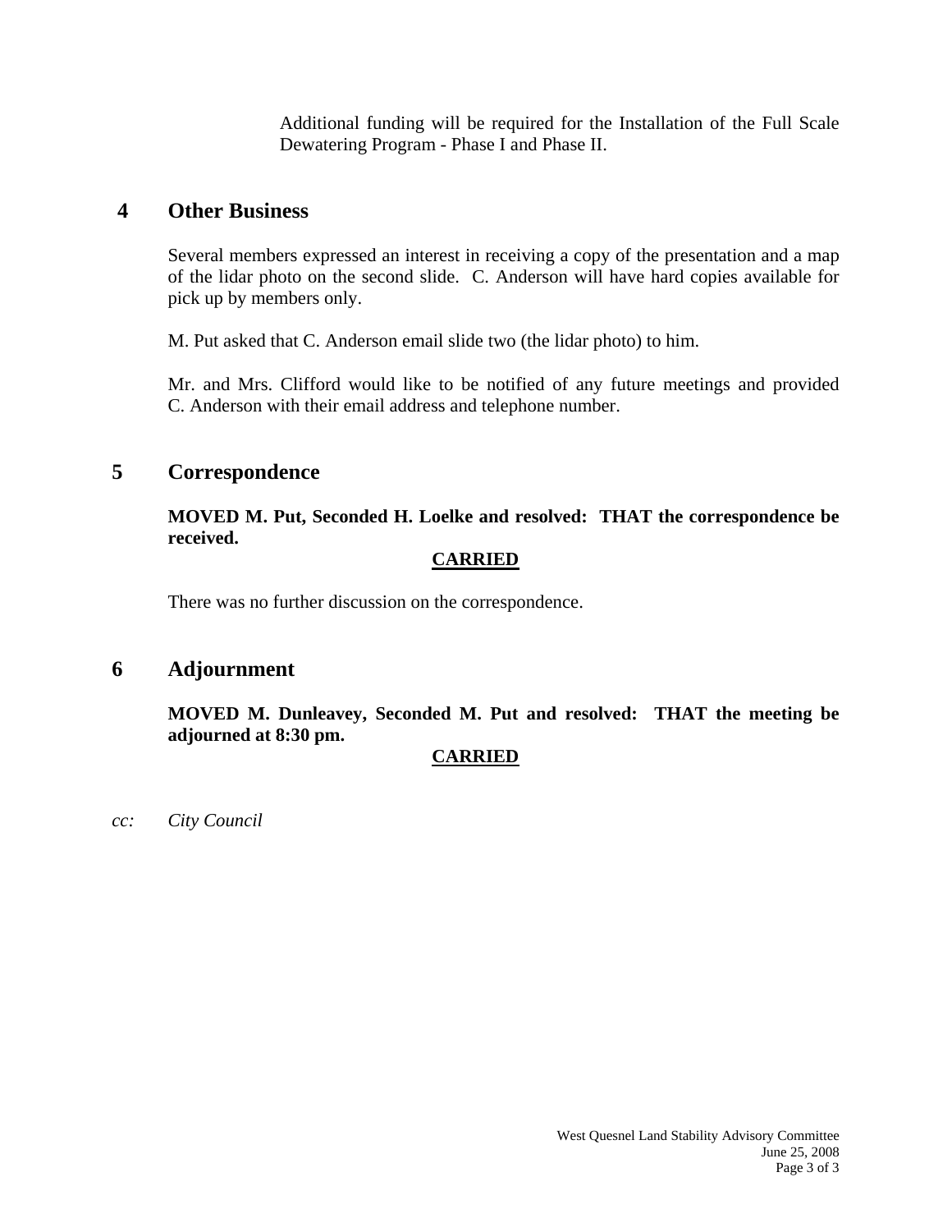Additional funding will be required for the Installation of the Full Scale Dewatering Program - Phase I and Phase II.

## 4 Other Business

Several members expressed an interest in receiving a copy of the presentation and a map of the lidar photo on the second slide. C. Anderson will have hard copies available for pick up by members only.

M. Put asked that C. Anderson email slide two (the lidar photo) to him.

Mr. and Mrs. Clifford would like to be notified of any future meetings and provided C. Anderson with their email address and telephone number.

## 5 Correspondence

**MOVED M. Put, Seconded H. Loelke and resolved: THAT the correspondence be received.**

**CARRIED**

There was no further discussion on the correspondence.

## 6 Adjournment

**MOVED M. Dunleavey, Seconded M. Put and resolved: THAT the meeting be adjourned at 8:30 pm.**

**CARRIED**

*cc: City Council*